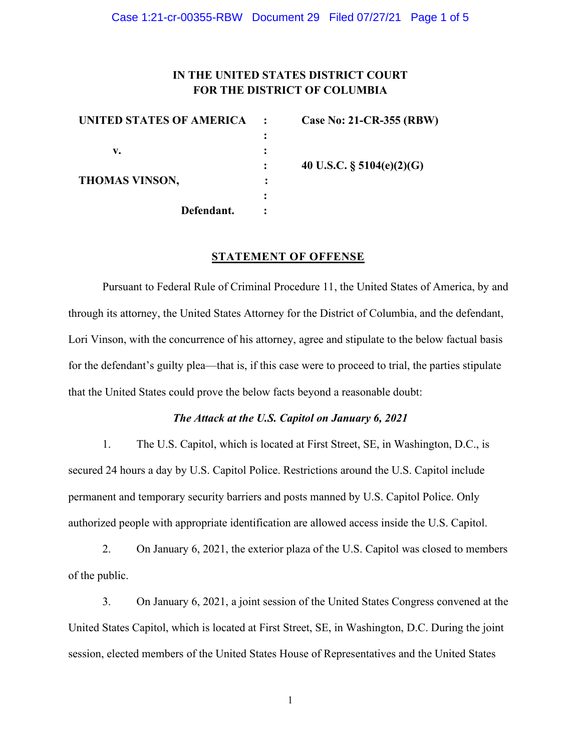**IN THE UNITED STATES DISTRICT COURT**
**FOR THE DISTRICT OF COLUMBIA**

| | | |
|---|---|---|
| **UNITED STATES OF AMERICA** | : | **Case No: 21-CR-355 (RBW)** |
| | : | |
| **v.** | : | |
| | : | **40 U.S.C. § 5104(e)(2)(G)** |
| **THOMAS VINSON,** | : | |
| | : | |
| **Defendant.** | : | |

## STATEMENT OF OFFENSE

Pursuant to Federal Rule of Criminal Procedure 11, the United States of America, by and through its attorney, the United States Attorney for the District of Columbia, and the defendant, Lori Vinson, with the concurrence of his attorney, agree and stipulate to the below factual basis for the defendant's guilty plea—that is, if this case were to proceed to trial, the parties stipulate that the United States could prove the below facts beyond a reasonable doubt:

### *The Attack at the U.S. Capitol on January 6, 2021*

1. The U.S. Capitol, which is located at First Street, SE, in Washington, D.C., is secured 24 hours a day by U.S. Capitol Police. Restrictions around the U.S. Capitol include permanent and temporary security barriers and posts manned by U.S. Capitol Police. Only authorized people with appropriate identification are allowed access inside the U.S. Capitol.

2. On January 6, 2021, the exterior plaza of the U.S. Capitol was closed to members of the public.

3. On January 6, 2021, a joint session of the United States Congress convened at the United States Capitol, which is located at First Street, SE, in Washington, D.C. During the joint session, elected members of the United States House of Representatives and the United States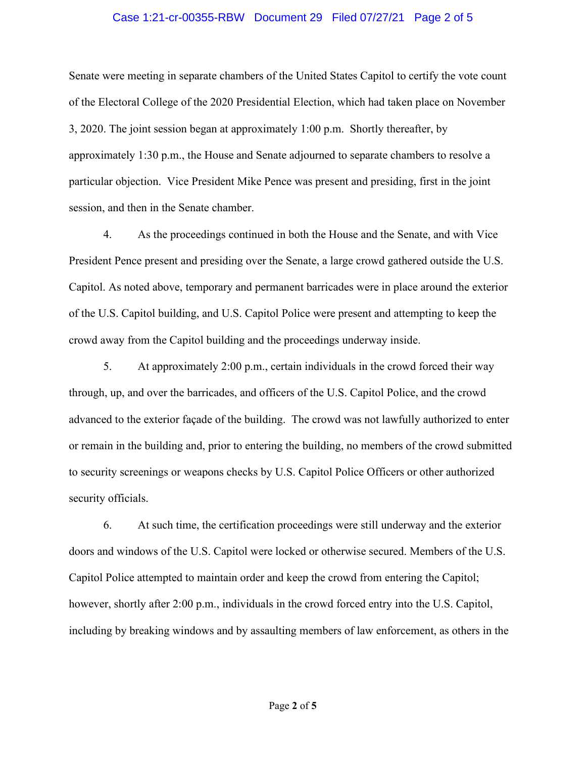Senate were meeting in separate chambers of the United States Capitol to certify the vote count of the Electoral College of the 2020 Presidential Election, which had taken place on November 3, 2020. The joint session began at approximately 1:00 p.m. Shortly thereafter, by approximately 1:30 p.m., the House and Senate adjourned to separate chambers to resolve a particular objection. Vice President Mike Pence was present and presiding, first in the joint session, and then in the Senate chamber.

4. As the proceedings continued in both the House and the Senate, and with Vice President Pence present and presiding over the Senate, a large crowd gathered outside the U.S. Capitol. As noted above, temporary and permanent barricades were in place around the exterior of the U.S. Capitol building, and U.S. Capitol Police were present and attempting to keep the crowd away from the Capitol building and the proceedings underway inside.

5. At approximately 2:00 p.m., certain individuals in the crowd forced their way through, up, and over the barricades, and officers of the U.S. Capitol Police, and the crowd advanced to the exterior façade of the building. The crowd was not lawfully authorized to enter or remain in the building and, prior to entering the building, no members of the crowd submitted to security screenings or weapons checks by U.S. Capitol Police Officers or other authorized security officials.

6. At such time, the certification proceedings were still underway and the exterior doors and windows of the U.S. Capitol were locked or otherwise secured. Members of the U.S. Capitol Police attempted to maintain order and keep the crowd from entering the Capitol; however, shortly after 2:00 p.m., individuals in the crowd forced entry into the U.S. Capitol, including by breaking windows and by assaulting members of law enforcement, as others in the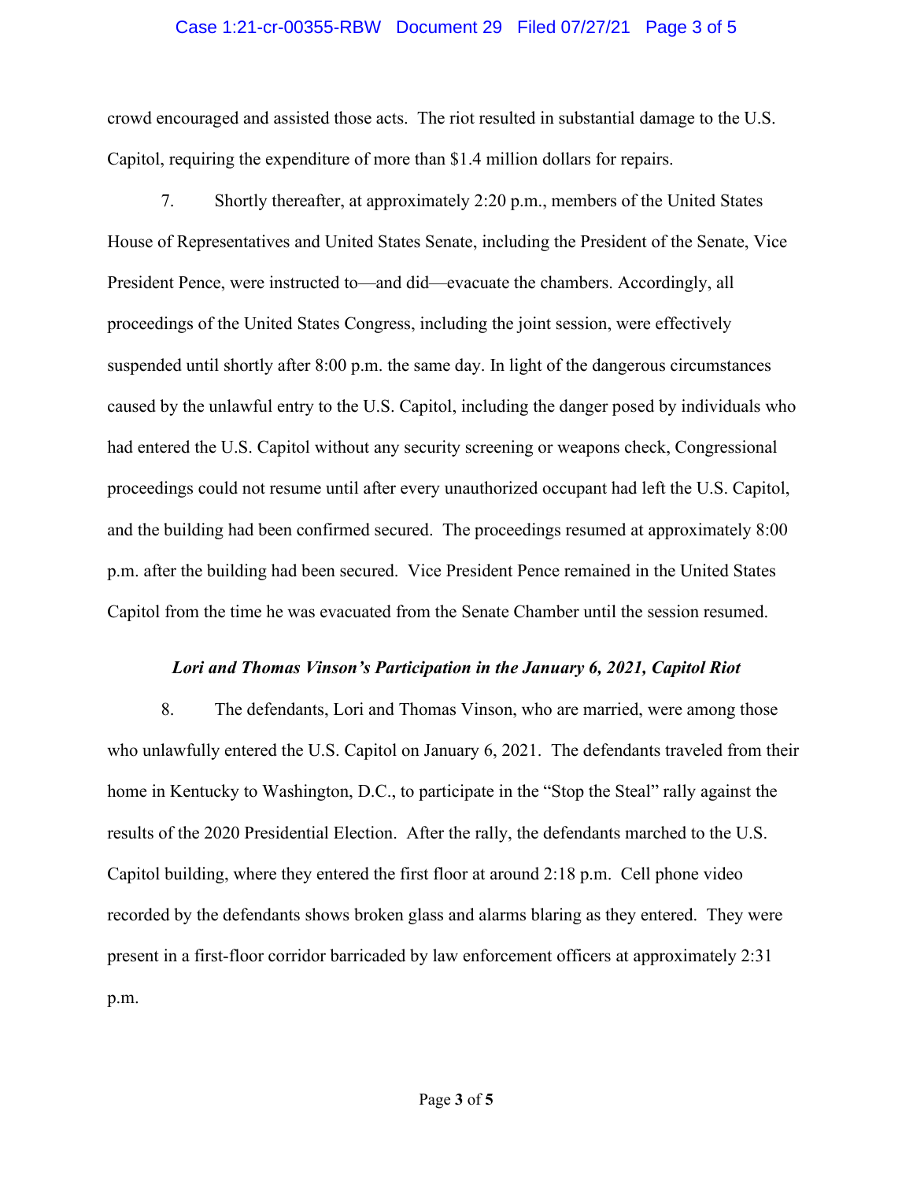crowd encouraged and assisted those acts. The riot resulted in substantial damage to the U.S. Capitol, requiring the expenditure of more than $1.4 million dollars for repairs.

7. Shortly thereafter, at approximately 2:20 p.m., members of the United States House of Representatives and United States Senate, including the President of the Senate, Vice President Pence, were instructed to—and did—evacuate the chambers. Accordingly, all proceedings of the United States Congress, including the joint session, were effectively suspended until shortly after 8:00 p.m. the same day. In light of the dangerous circumstances caused by the unlawful entry to the U.S. Capitol, including the danger posed by individuals who had entered the U.S. Capitol without any security screening or weapons check, Congressional proceedings could not resume until after every unauthorized occupant had left the U.S. Capitol, and the building had been confirmed secured. The proceedings resumed at approximately 8:00 p.m. after the building had been secured. Vice President Pence remained in the United States Capitol from the time he was evacuated from the Senate Chamber until the session resumed.

### *Lori and Thomas Vinson's Participation in the January 6, 2021, Capitol Riot*

8. The defendants, Lori and Thomas Vinson, who are married, were among those who unlawfully entered the U.S. Capitol on January 6, 2021. The defendants traveled from their home in Kentucky to Washington, D.C., to participate in the "Stop the Steal" rally against the results of the 2020 Presidential Election. After the rally, the defendants marched to the U.S. Capitol building, where they entered the first floor at around 2:18 p.m. Cell phone video recorded by the defendants shows broken glass and alarms blaring as they entered. They were present in a first-floor corridor barricaded by law enforcement officers at approximately 2:31 p.m.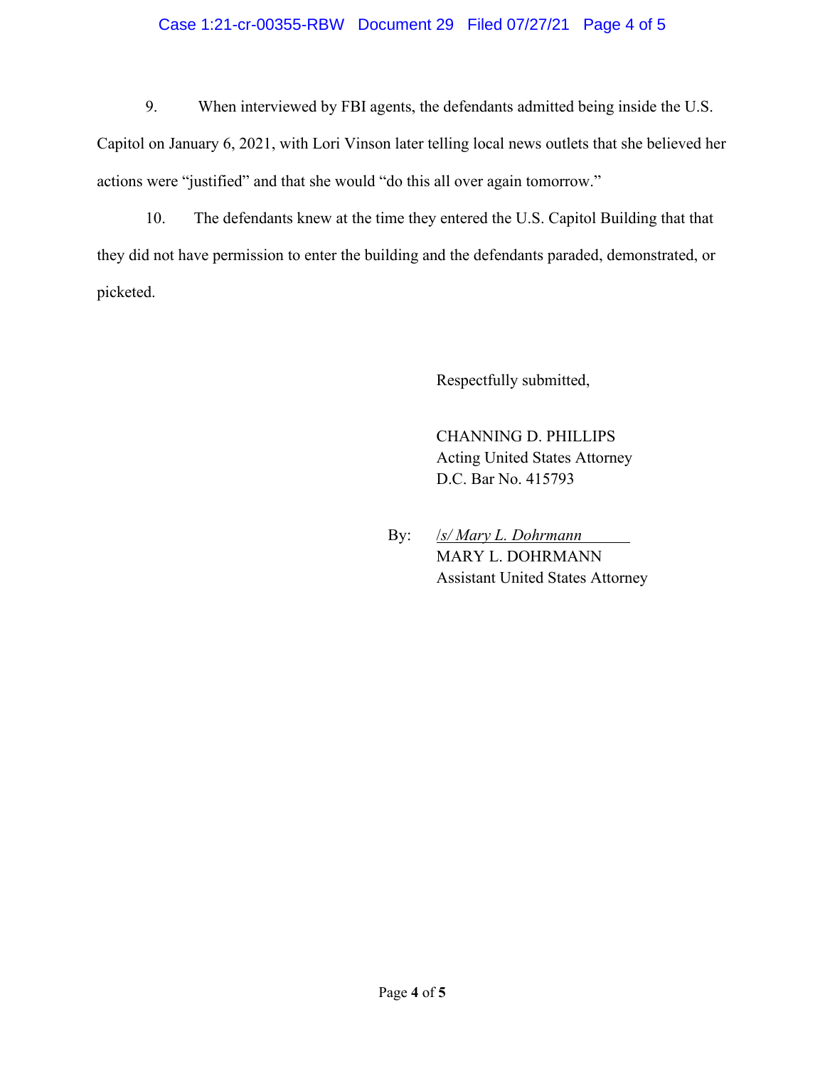9. When interviewed by FBI agents, the defendants admitted being inside the U.S. Capitol on January 6, 2021, with Lori Vinson later telling local news outlets that she believed her actions were "justified" and that she would "do this all over again tomorrow."

10. The defendants knew at the time they entered the U.S. Capitol Building that that they did not have permission to enter the building and the defendants paraded, demonstrated, or picketed.

Respectfully submitted,

CHANNING D. PHILLIPS
Acting United States Attorney
D.C. Bar No. 415793

By: */s/ Mary L. Dohrmann*
MARY L. DOHRMANN
Assistant United States Attorney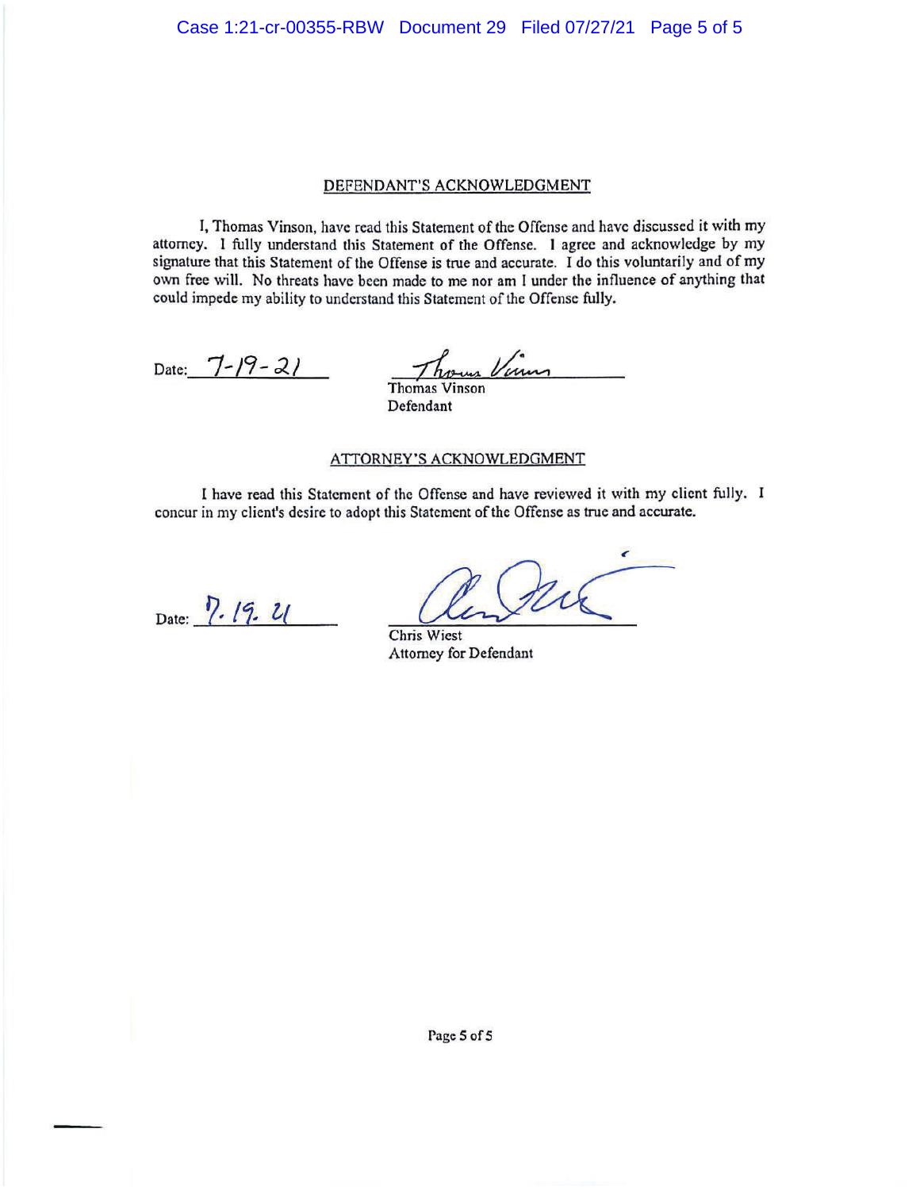## DEFENDANT'S ACKNOWLEDGMENT

I, Thomas Vinson, have read this Statement of the Offense and have discussed it with my attorney. I fully understand this Statement of the Offense. I agree and acknowledge by my signature that this Statement of the Offense is true and accurate. I do this voluntarily and of my own free will. No threats have been made to me nor am I under the influence of anything that could impede my ability to understand this Statement of the Offense fully.

Date: 7-19-21

Thomas Vinson
Thomas Vinson
Defendant

## ATTORNEY'S ACKNOWLEDGMENT

I have read this Statement of the Offense and have reviewed it with my client fully. I concur in my client's desire to adopt this Statement of the Offense as true and accurate.

Date: 7. 19. 21

Chris Wiest
Attorney for Defendant